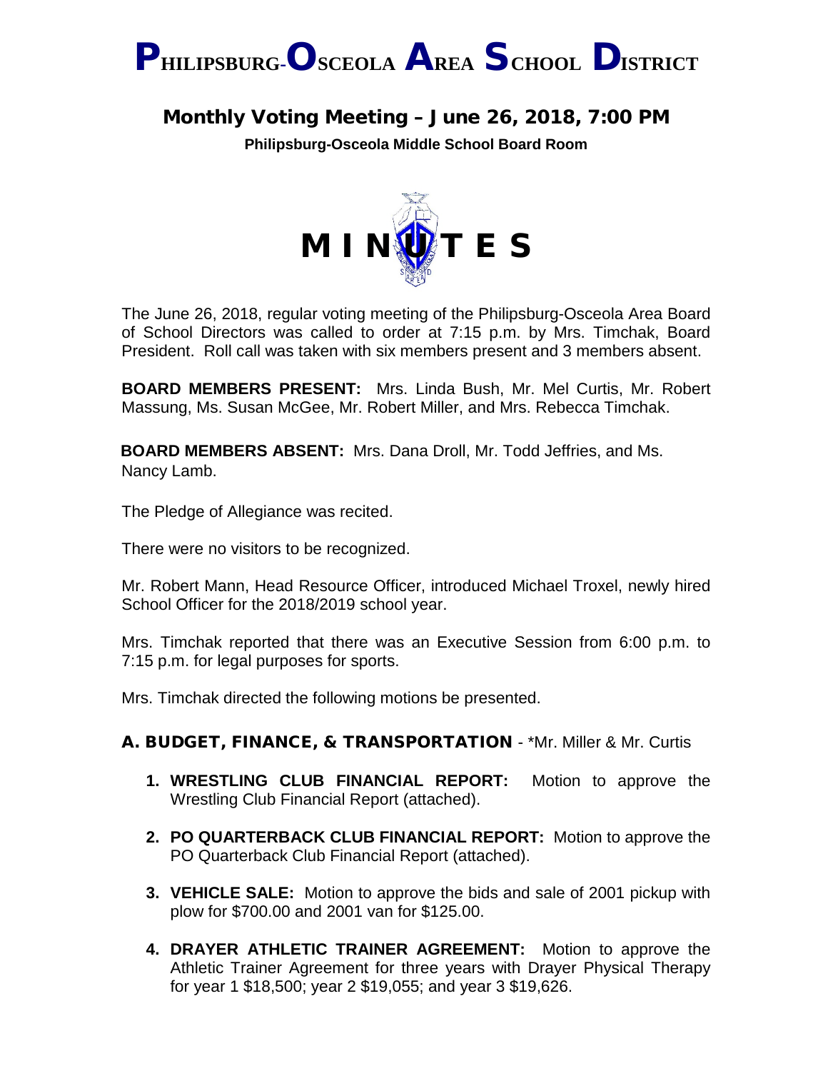# PHILIPSBURG-OSCEOLA AREA SCHOOL DISTRICT

## Monthly Voting Meeting – June 26, 2018, 7:00 PM

**Philipsburg-Osceola Middle School Board Room**

# MINUTES

The June 26, 2018, regular voting meeting of the Philipsburg-Osceola Area Board of School Directors was called to order at 7:15 p.m. by Mrs. Timchak, Board President. Roll call was taken with six members present and 3 members absent.

**BOARD MEMBERS PRESENT:** Mrs. Linda Bush, Mr. Mel Curtis, Mr. Robert Massung, Ms. Susan McGee, Mr. Robert Miller, and Mrs. Rebecca Timchak.

**BOARD MEMBERS ABSENT:** Mrs. Dana Droll, Mr. Todd Jeffries, and Ms. Nancy Lamb.

The Pledge of Allegiance was recited.

There were no visitors to be recognized.

Mr. Robert Mann, Head Resource Officer, introduced Michael Troxel, newly hired School Officer for the 2018/2019 school year.

Mrs. Timchak reported that there was an Executive Session from 6:00 p.m. to 7:15 p.m. for legal purposes for sports.

Mrs. Timchak directed the following motions be presented.

### A. BUDGET, FINANCE, & TRANSPORTATION - *Mr. Miller & Mr. Curtis

1. **WRESTLING CLUB FINANCIAL REPORT:** Motion to approve the Wrestling Club Financial Report (attached).

2. **PO QUARTERBACK CLUB FINANCIAL REPORT:** Motion to approve the PO Quarterback Club Financial Report (attached).

3. **VEHICLE SALE:** Motion to approve the bids and sale of 2001 pickup with plow for $700.00 and 2001 van for $125.00.

4. **DRAYER ATHLETIC TRAINER AGREEMENT:** Motion to approve the Athletic Trainer Agreement for three years with Drayer Physical Therapy for year 1 $18,500; year 2 $19,055; and year 3 $19,626.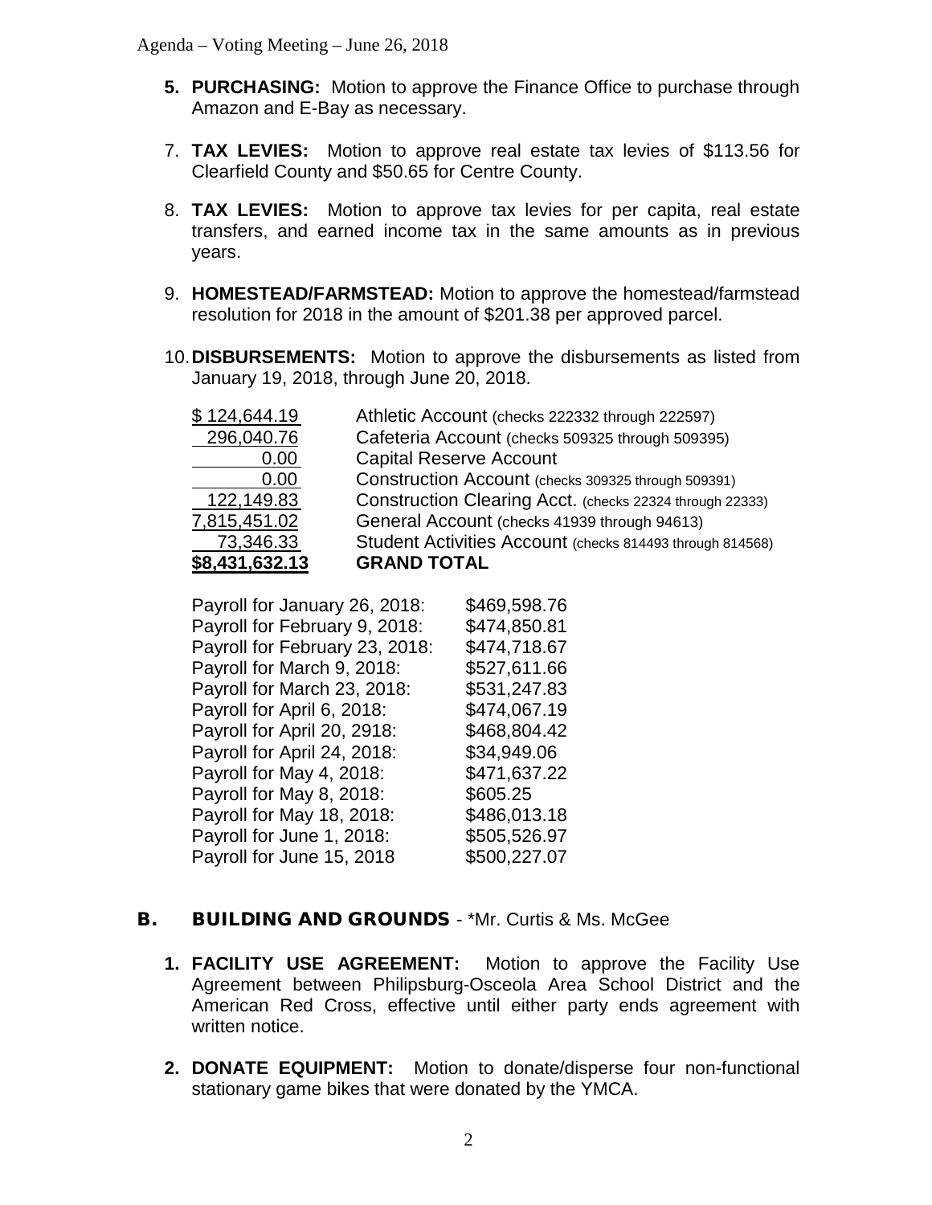5. **PURCHASING:** Motion to approve the Finance Office to purchase through Amazon and E-Bay as necessary.

7. **TAX LEVIES:** Motion to approve real estate tax levies of \$113.56 for Clearfield County and \$50.65 for Centre County.

8. **TAX LEVIES:** Motion to approve tax levies for per capita, real estate transfers, and earned income tax in the same amounts as in previous years.

9. **HOMESTEAD/FARMSTEAD:** Motion to approve the homestead/farmstead resolution for 2018 in the amount of \$201.38 per approved parcel.

10. **DISBURSEMENTS:** Motion to approve the disbursements as listed from January 19, 2018, through June 20, 2018.

| | |
|---|---|
| \$ 124,644.19 | Athletic Account (checks 222332 through 222597) |
| 296,040.76 | Cafeteria Account (checks 509325 through 509395) |
| 0.00 | Capital Reserve Account |
| 0.00 | Construction Account (checks 309325 through 509391) |
| 122,149.83 | Construction Clearing Acct. (checks 22324 through 22333) |
| 7,815,451.02 | General Account (checks 41939 through 94613) |
| 73,346.33 | Student Activities Account (checks 814493 through 814568) |
| **\$8,431,632.13** | **GRAND TOTAL** |

| | |
|---|---|
| Payroll for January 26, 2018: | \$469,598.76 |
| Payroll for February 9, 2018: | \$474,850.81 |
| Payroll for February 23, 2018: | \$474,718.67 |
| Payroll for March 9, 2018: | \$527,611.66 |
| Payroll for March 23, 2018: | \$531,247.83 |
| Payroll for April 6, 2018: | \$474,067.19 |
| Payroll for April 20, 2918: | \$468,804.42 |
| Payroll for April 24, 2018: | \$34,949.06 |
| Payroll for May 4, 2018: | \$471,637.22 |
| Payroll for May 8, 2018: | \$605.25 |
| Payroll for May 18, 2018: | \$486,013.18 |
| Payroll for June 1, 2018: | \$505,526.97 |
| Payroll for June 15, 2018 | \$500,227.07 |

## B. BUILDING AND GROUNDS - *Mr. Curtis & Ms. McGee

1. **FACILITY USE AGREEMENT:** Motion to approve the Facility Use Agreement between Philipsburg-Osceola Area School District and the American Red Cross, effective until either party ends agreement with written notice.

2. **DONATE EQUIPMENT:** Motion to donate/disperse four non-functional stationary game bikes that were donated by the YMCA.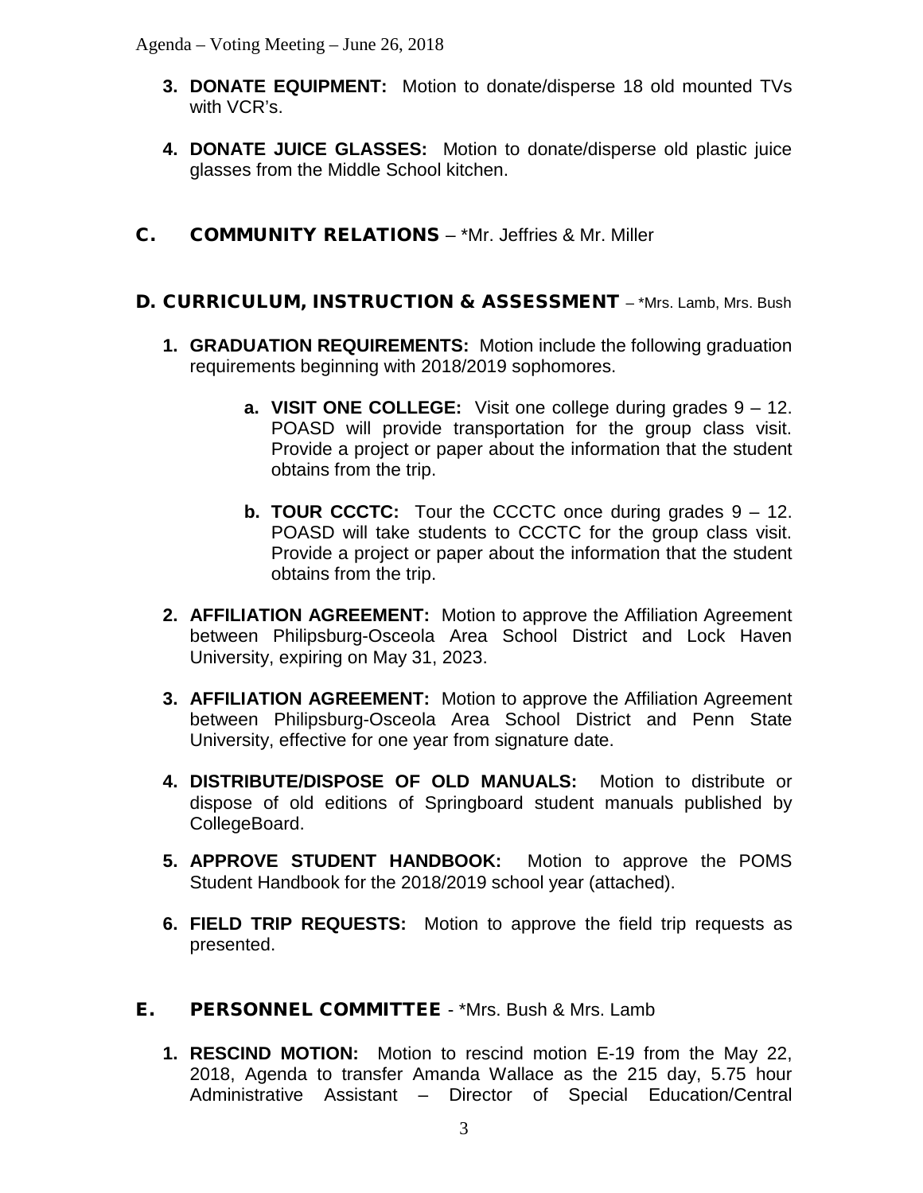3. **DONATE EQUIPMENT:** Motion to donate/disperse 18 old mounted TVs with VCR's.

4. **DONATE JUICE GLASSES:** Motion to donate/disperse old plastic juice glasses from the Middle School kitchen.

## C. COMMUNITY RELATIONS – *Mr. Jeffries & Mr. Miller

## D. CURRICULUM, INSTRUCTION & ASSESSMENT – *Mrs. Lamb, Mrs. Bush

1. **GRADUATION REQUIREMENTS:** Motion include the following graduation requirements beginning with 2018/2019 sophomores.

   a. **VISIT ONE COLLEGE:** Visit one college during grades 9 – 12. POASD will provide transportation for the group class visit. Provide a project or paper about the information that the student obtains from the trip.

   b. **TOUR CCCTC:** Tour the CCCTC once during grades 9 – 12. POASD will take students to CCCTC for the group class visit. Provide a project or paper about the information that the student obtains from the trip.

2. **AFFILIATION AGREEMENT:** Motion to approve the Affiliation Agreement between Philipsburg-Osceola Area School District and Lock Haven University, expiring on May 31, 2023.

3. **AFFILIATION AGREEMENT:** Motion to approve the Affiliation Agreement between Philipsburg-Osceola Area School District and Penn State University, effective for one year from signature date.

4. **DISTRIBUTE/DISPOSE OF OLD MANUALS:** Motion to distribute or dispose of old editions of Springboard student manuals published by CollegeBoard.

5. **APPROVE STUDENT HANDBOOK:** Motion to approve the POMS Student Handbook for the 2018/2019 school year (attached).

6. **FIELD TRIP REQUESTS:** Motion to approve the field trip requests as presented.

## E. PERSONNEL COMMITTEE - *Mrs. Bush & Mrs. Lamb

1. **RESCIND MOTION:** Motion to rescind motion E-19 from the May 22, 2018, Agenda to transfer Amanda Wallace as the 215 day, 5.75 hour Administrative Assistant – Director of Special Education/Central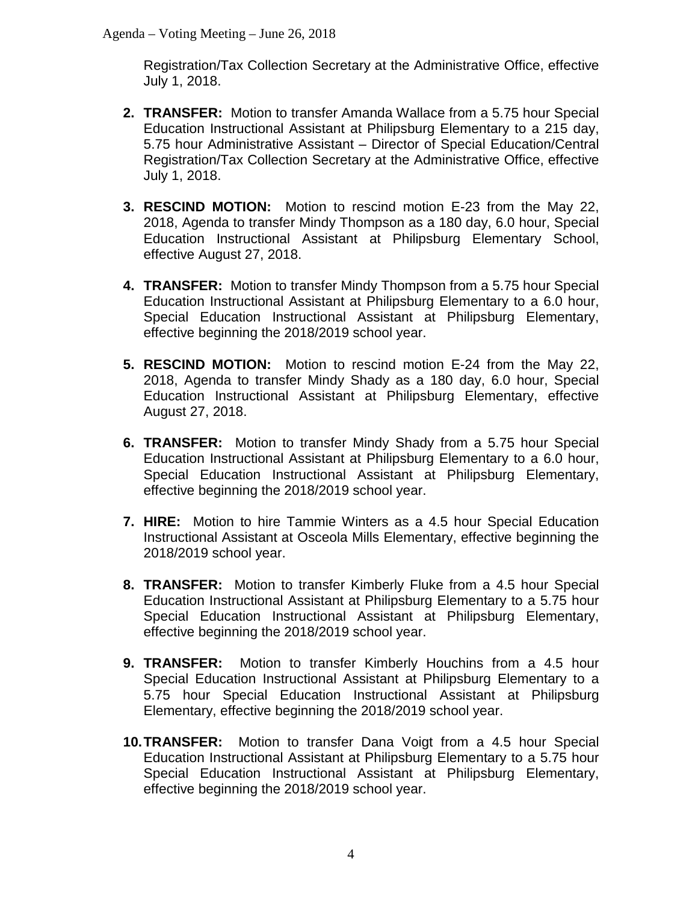Registration/Tax Collection Secretary at the Administrative Office, effective July 1, 2018.

2. **TRANSFER:** Motion to transfer Amanda Wallace from a 5.75 hour Special Education Instructional Assistant at Philipsburg Elementary to a 215 day, 5.75 hour Administrative Assistant – Director of Special Education/Central Registration/Tax Collection Secretary at the Administrative Office, effective July 1, 2018.

3. **RESCIND MOTION:** Motion to rescind motion E-23 from the May 22, 2018, Agenda to transfer Mindy Thompson as a 180 day, 6.0 hour, Special Education Instructional Assistant at Philipsburg Elementary School, effective August 27, 2018.

4. **TRANSFER:** Motion to transfer Mindy Thompson from a 5.75 hour Special Education Instructional Assistant at Philipsburg Elementary to a 6.0 hour, Special Education Instructional Assistant at Philipsburg Elementary, effective beginning the 2018/2019 school year.

5. **RESCIND MOTION:** Motion to rescind motion E-24 from the May 22, 2018, Agenda to transfer Mindy Shady as a 180 day, 6.0 hour, Special Education Instructional Assistant at Philipsburg Elementary, effective August 27, 2018.

6. **TRANSFER:** Motion to transfer Mindy Shady from a 5.75 hour Special Education Instructional Assistant at Philipsburg Elementary to a 6.0 hour, Special Education Instructional Assistant at Philipsburg Elementary, effective beginning the 2018/2019 school year.

7. **HIRE:** Motion to hire Tammie Winters as a 4.5 hour Special Education Instructional Assistant at Osceola Mills Elementary, effective beginning the 2018/2019 school year.

8. **TRANSFER:** Motion to transfer Kimberly Fluke from a 4.5 hour Special Education Instructional Assistant at Philipsburg Elementary to a 5.75 hour Special Education Instructional Assistant at Philipsburg Elementary, effective beginning the 2018/2019 school year.

9. **TRANSFER:** Motion to transfer Kimberly Houchins from a 4.5 hour Special Education Instructional Assistant at Philipsburg Elementary to a 5.75 hour Special Education Instructional Assistant at Philipsburg Elementary, effective beginning the 2018/2019 school year.

10. **TRANSFER:** Motion to transfer Dana Voigt from a 4.5 hour Special Education Instructional Assistant at Philipsburg Elementary to a 5.75 hour Special Education Instructional Assistant at Philipsburg Elementary, effective beginning the 2018/2019 school year.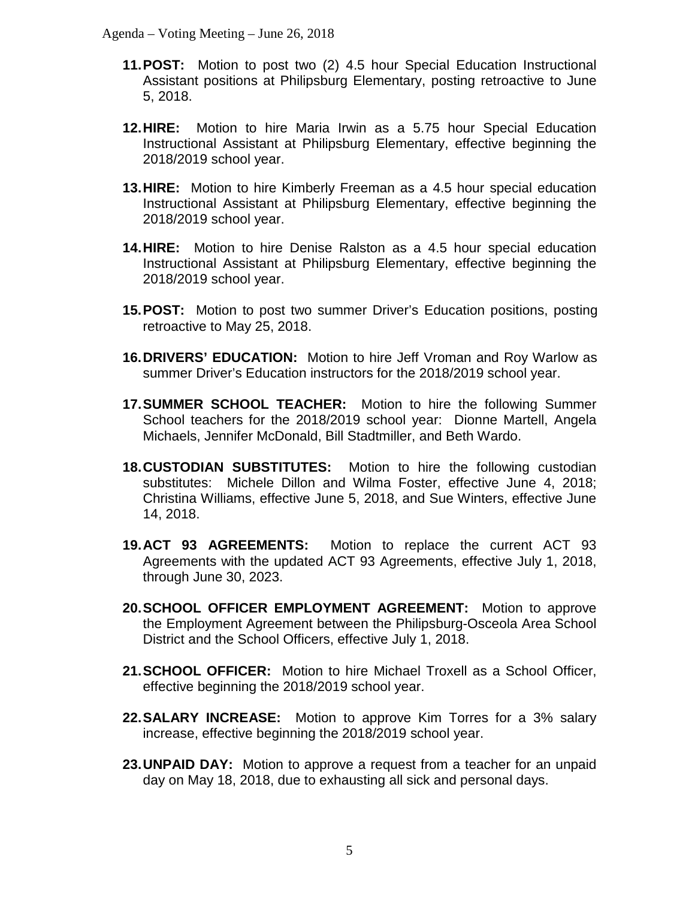11. **POST:** Motion to post two (2) 4.5 hour Special Education Instructional Assistant positions at Philipsburg Elementary, posting retroactive to June 5, 2018.

12. **HIRE:** Motion to hire Maria Irwin as a 5.75 hour Special Education Instructional Assistant at Philipsburg Elementary, effective beginning the 2018/2019 school year.

13. **HIRE:** Motion to hire Kimberly Freeman as a 4.5 hour special education Instructional Assistant at Philipsburg Elementary, effective beginning the 2018/2019 school year.

14. **HIRE:** Motion to hire Denise Ralston as a 4.5 hour special education Instructional Assistant at Philipsburg Elementary, effective beginning the 2018/2019 school year.

15. **POST:** Motion to post two summer Driver's Education positions, posting retroactive to May 25, 2018.

16. **DRIVERS' EDUCATION:** Motion to hire Jeff Vroman and Roy Warlow as summer Driver's Education instructors for the 2018/2019 school year.

17. **SUMMER SCHOOL TEACHER:** Motion to hire the following Summer School teachers for the 2018/2019 school year: Dionne Martell, Angela Michaels, Jennifer McDonald, Bill Stadtmiller, and Beth Wardo.

18. **CUSTODIAN SUBSTITUTES:** Motion to hire the following custodian substitutes: Michele Dillon and Wilma Foster, effective June 4, 2018; Christina Williams, effective June 5, 2018, and Sue Winters, effective June 14, 2018.

19. **ACT 93 AGREEMENTS:** Motion to replace the current ACT 93 Agreements with the updated ACT 93 Agreements, effective July 1, 2018, through June 30, 2023.

20. **SCHOOL OFFICER EMPLOYMENT AGREEMENT:** Motion to approve the Employment Agreement between the Philipsburg-Osceola Area School District and the School Officers, effective July 1, 2018.

21. **SCHOOL OFFICER:** Motion to hire Michael Troxell as a School Officer, effective beginning the 2018/2019 school year.

22. **SALARY INCREASE:** Motion to approve Kim Torres for a 3% salary increase, effective beginning the 2018/2019 school year.

23. **UNPAID DAY:** Motion to approve a request from a teacher for an unpaid day on May 18, 2018, due to exhausting all sick and personal days.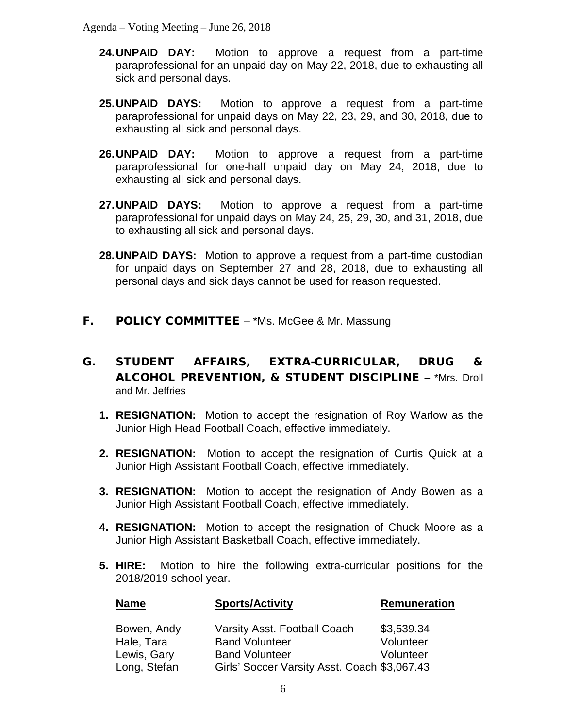24. **UNPAID DAY:** Motion to approve a request from a part-time paraprofessional for an unpaid day on May 22, 2018, due to exhausting all sick and personal days.

25. **UNPAID DAYS:** Motion to approve a request from a part-time paraprofessional for unpaid days on May 22, 23, 29, and 30, 2018, due to exhausting all sick and personal days.

26. **UNPAID DAY:** Motion to approve a request from a part-time paraprofessional for one-half unpaid day on May 24, 2018, due to exhausting all sick and personal days.

27. **UNPAID DAYS:** Motion to approve a request from a part-time paraprofessional for unpaid days on May 24, 25, 29, 30, and 31, 2018, due to exhausting all sick and personal days.

28. **UNPAID DAYS:** Motion to approve a request from a part-time custodian for unpaid days on September 27 and 28, 2018, due to exhausting all personal days and sick days cannot be used for reason requested.

## F. POLICY COMMITTEE – *Ms. McGee & Mr. Massung

## G. STUDENT AFFAIRS, EXTRA-CURRICULAR, DRUG & ALCOHOL PREVENTION, & STUDENT DISCIPLINE – *Mrs. Droll and Mr. Jeffries

1. **RESIGNATION:** Motion to accept the resignation of Roy Warlow as the Junior High Head Football Coach, effective immediately.

2. **RESIGNATION:** Motion to accept the resignation of Curtis Quick at a Junior High Assistant Football Coach, effective immediately.

3. **RESIGNATION:** Motion to accept the resignation of Andy Bowen as a Junior High Assistant Football Coach, effective immediately.

4. **RESIGNATION:** Motion to accept the resignation of Chuck Moore as a Junior High Assistant Basketball Coach, effective immediately.

5. **HIRE:** Motion to hire the following extra-curricular positions for the 2018/2019 school year.

| Name | Sports/Activity | Remuneration |
|---|---|---|
| Bowen, Andy | Varsity Asst. Football Coach | $3,539.34 |
| Hale, Tara | Band Volunteer | Volunteer |
| Lewis, Gary | Band Volunteer | Volunteer |
| Long, Stefan | Girls' Soccer Varsity Asst. Coach | $3,067.43 |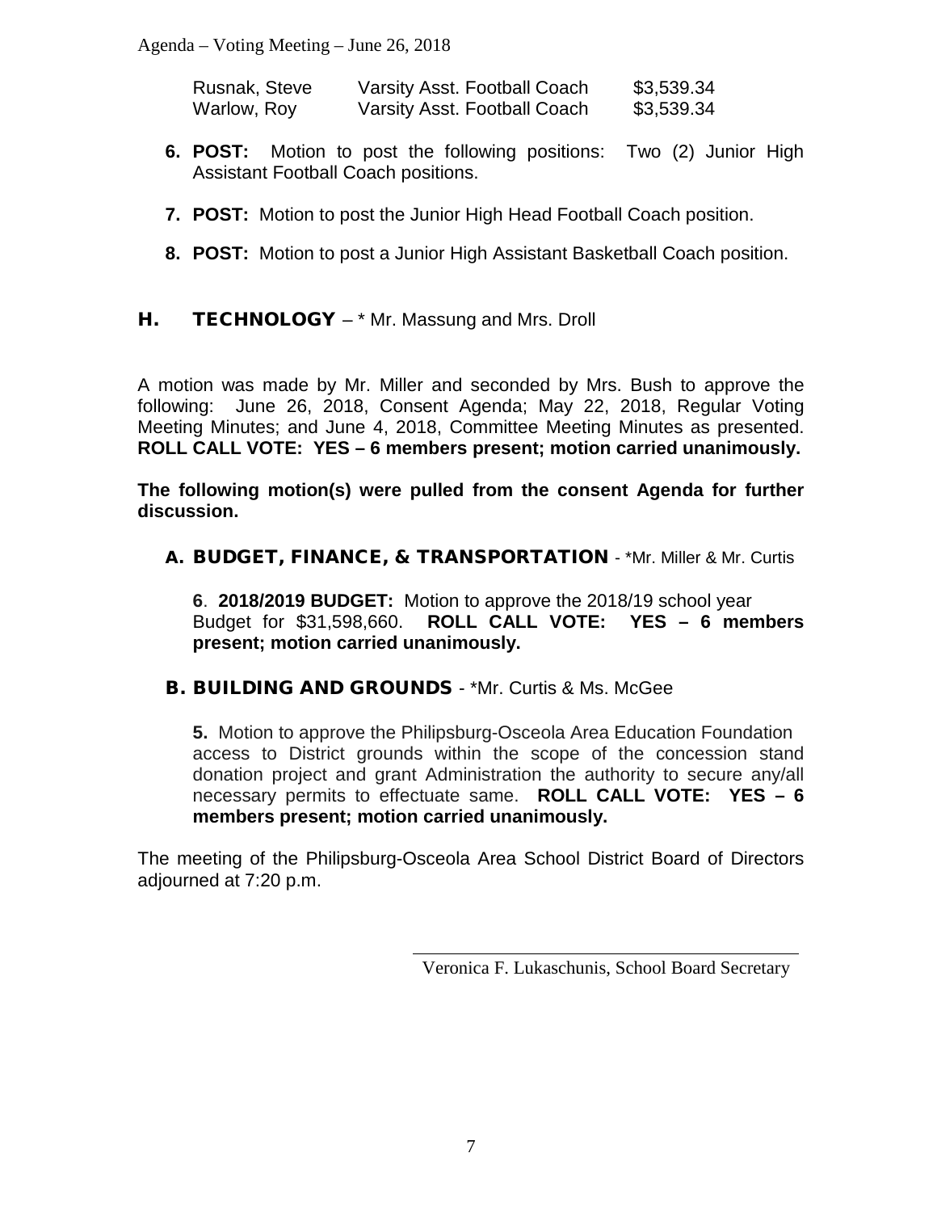| | | |
|---|---|---|
| Rusnak, Steve | Varsity Asst. Football Coach | \$3,539.34 |
| Warlow, Roy | Varsity Asst. Football Coach | \$3,539.34 |

6. **POST:** Motion to post the following positions: Two (2) Junior High Assistant Football Coach positions.

7. **POST:** Motion to post the Junior High Head Football Coach position.

8. **POST:** Motion to post a Junior High Assistant Basketball Coach position.

## H. TECHNOLOGY – * Mr. Massung and Mrs. Droll

A motion was made by Mr. Miller and seconded by Mrs. Bush to approve the following: June 26, 2018, Consent Agenda; May 22, 2018, Regular Voting Meeting Minutes; and June 4, 2018, Committee Meeting Minutes as presented. **ROLL CALL VOTE: YES – 6 members present; motion carried unanimously.**

**The following motion(s) were pulled from the consent Agenda for further discussion.**

### A. BUDGET, FINANCE, & TRANSPORTATION - *Mr. Miller & Mr. Curtis

**6**. **2018/2019 BUDGET:** Motion to approve the 2018/19 school year Budget for \$31,598,660. **ROLL CALL VOTE: YES – 6 members present; motion carried unanimously.**

### B. BUILDING AND GROUNDS - *Mr. Curtis & Ms. McGee

**5.** Motion to approve the Philipsburg-Osceola Area Education Foundation access to District grounds within the scope of the concession stand donation project and grant Administration the authority to secure any/all necessary permits to effectuate same. **ROLL CALL VOTE: YES – 6 members present; motion carried unanimously.**

The meeting of the Philipsburg-Osceola Area School District Board of Directors adjourned at 7:20 p.m.

Veronica F. Lukaschunis, School Board Secretary